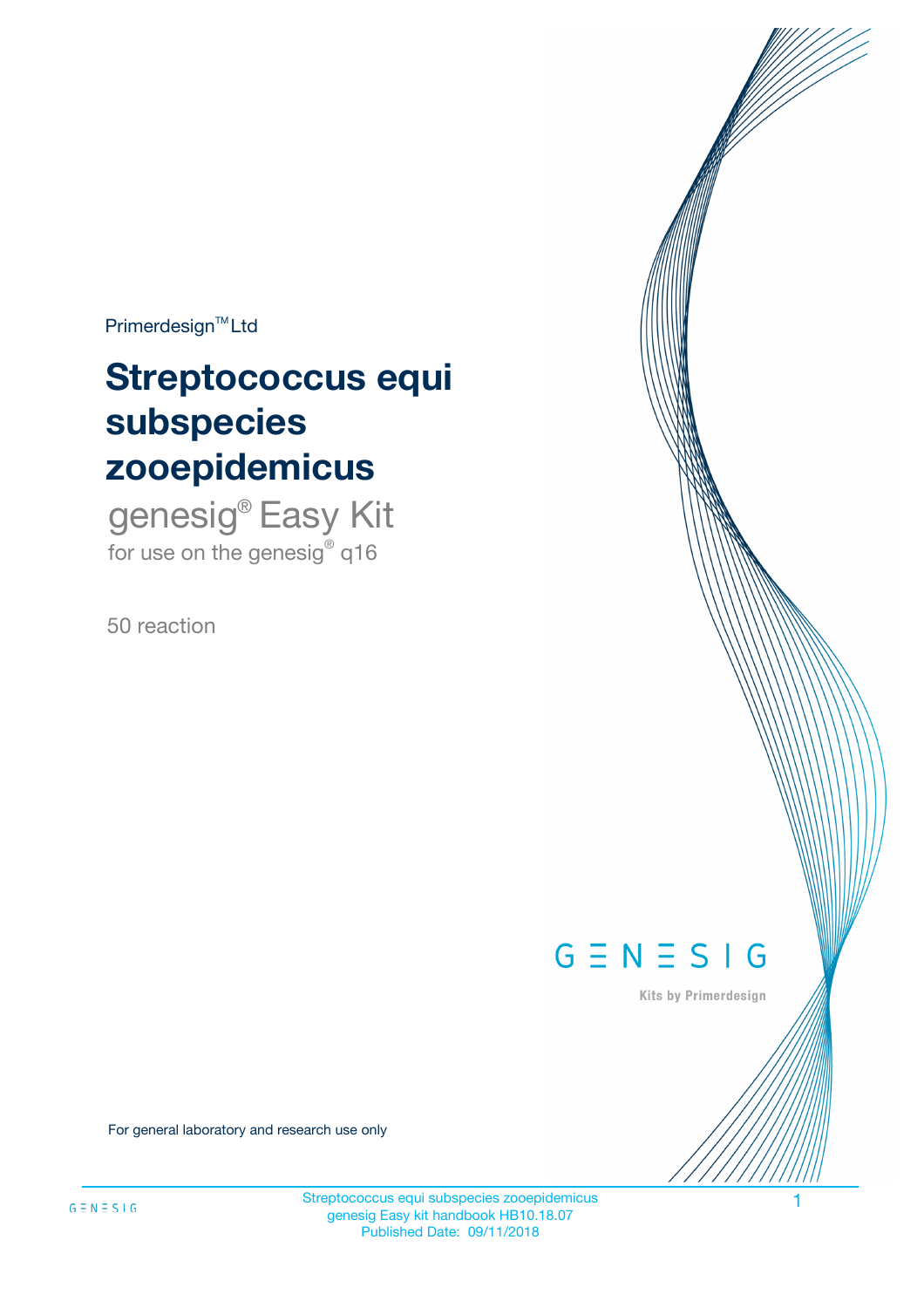Primerdesign™ Ltd

# Streptococcus equi subspecies zooepidemicus

genesig® Easy Kit

for use on the genesig® q16

50 reaction

GENESIG

Kits by Primerdesign

For general laboratory and research use only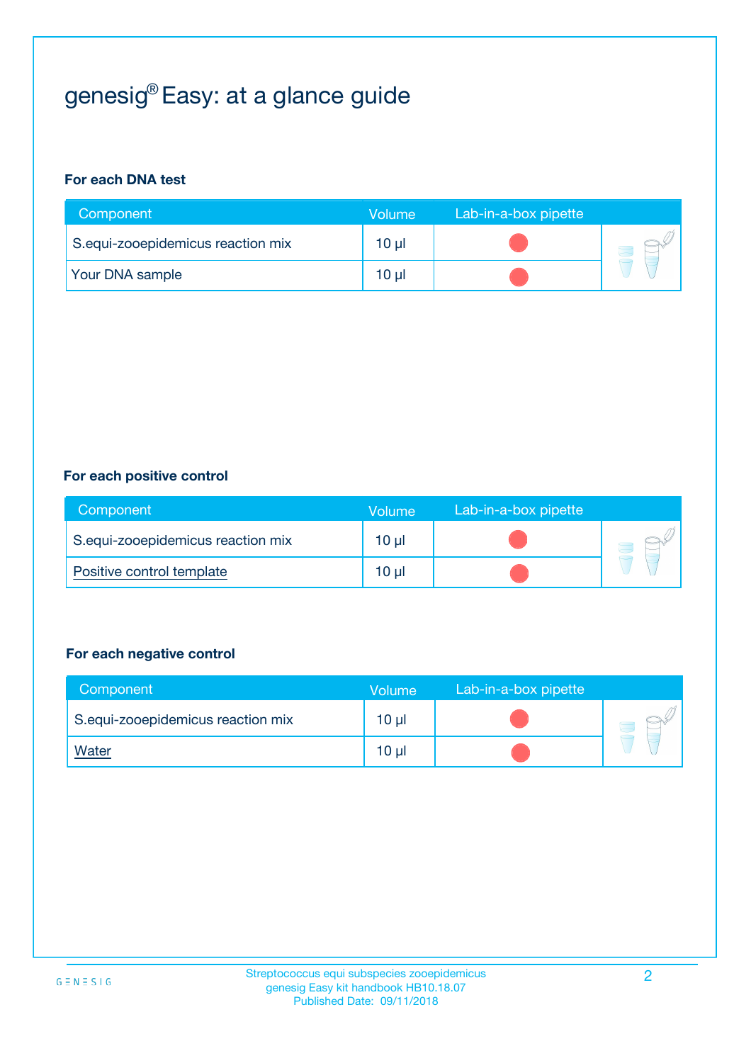# genesig® Easy: at a glance guide

### For each DNA test

| Component | Volume | Lab-in-a-box pipette |
|---|---|---|
| S.equi-zooepidemicus reaction mix | 10 µl | |
| Your DNA sample | 10 µl | |

### For each positive control

| Component | Volume | Lab-in-a-box pipette |
|---|---|---|
| S.equi-zooepidemicus reaction mix | 10 µl | |
| Positive control template | 10 µl | |

### For each negative control

| Component | Volume | Lab-in-a-box pipette |
|---|---|---|
| S.equi-zooepidemicus reaction mix | 10 µl | |
| Water | 10 µl | |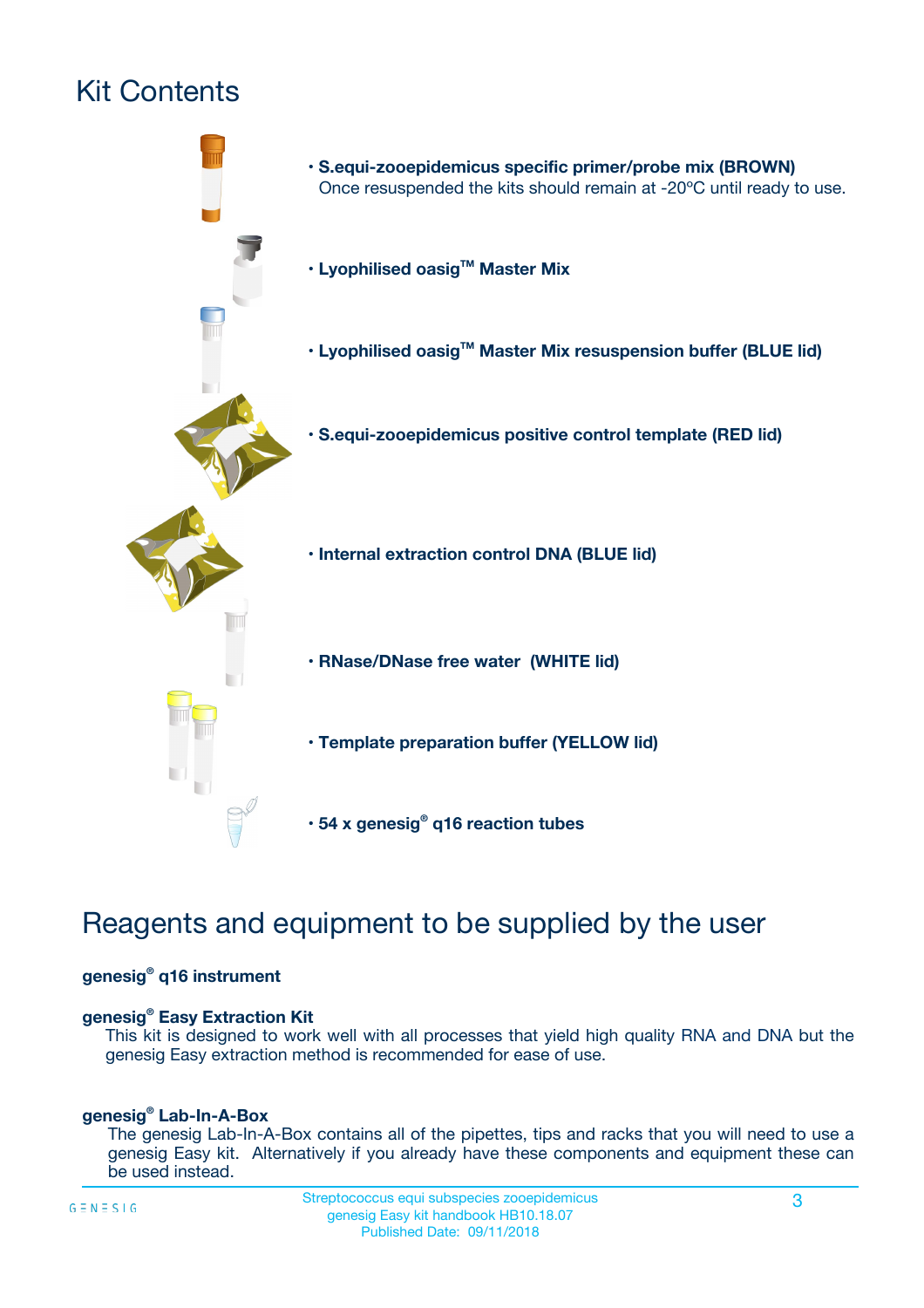# Kit Contents

- **S.equi-zooepidemicus specific primer/probe mix (BROWN)**
  Once resuspended the kits should remain at -20ºC until ready to use.
- **Lyophilised oasig™ Master Mix**
- **Lyophilised oasig™ Master Mix resuspension buffer (BLUE lid)**
- **S.equi-zooepidemicus positive control template (RED lid)**
- **Internal extraction control DNA (BLUE lid)**
- **RNase/DNase free water (WHITE lid)**
- **Template preparation buffer (YELLOW lid)**
- **54 x genesig® q16 reaction tubes**

# Reagents and equipment to be supplied by the user

**genesig® q16 instrument**

**genesig® Easy Extraction Kit**
This kit is designed to work well with all processes that yield high quality RNA and DNA but the genesig Easy extraction method is recommended for ease of use.

**genesig® Lab-In-A-Box**
The genesig Lab-In-A-Box contains all of the pipettes, tips and racks that you will need to use a genesig Easy kit. Alternatively if you already have these components and equipment these can be used instead.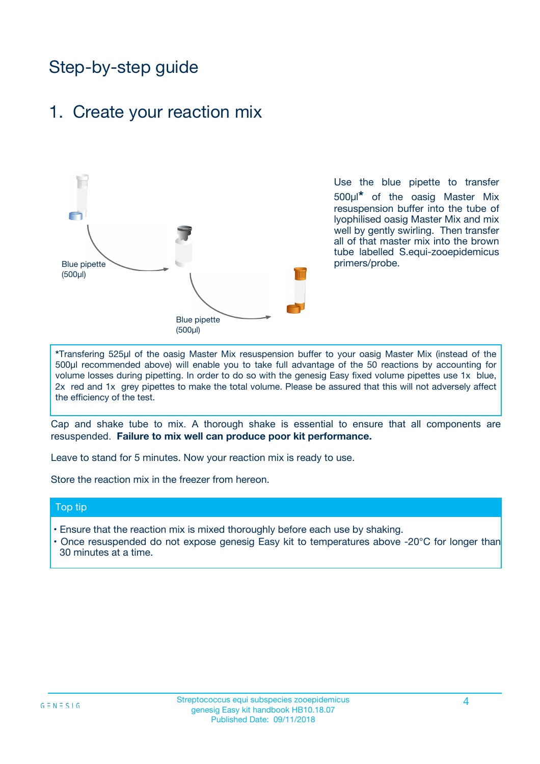# Step-by-step guide

## 1. Create your reaction mix

Blue pipette (500µl)

Blue pipette (500µl)

Use the blue pipette to transfer 500µl* of the oasig Master Mix resuspension buffer into the tube of lyophilised oasig Master Mix and mix well by gently swirling. Then transfer all of that master mix into the brown tube labelled S.equi-zooepidemicus primers/probe.

*Transfering 525µl of the oasig Master Mix resuspension buffer to your oasig Master Mix (instead of the 500µl recommended above) will enable you to take full advantage of the 50 reactions by accounting for volume losses during pipetting. In order to do so with the genesig Easy fixed volume pipettes use 1x blue, 2x red and 1x grey pipettes to make the total volume. Please be assured that this will not adversely affect the efficiency of the test.

Cap and shake tube to mix. A thorough shake is essential to ensure that all components are resuspended. **Failure to mix well can produce poor kit performance.**

Leave to stand for 5 minutes. Now your reaction mix is ready to use.

Store the reaction mix in the freezer from hereon.

### Top tip

- Ensure that the reaction mix is mixed thoroughly before each use by shaking.
- Once resuspended do not expose genesig Easy kit to temperatures above -20°C for longer than 30 minutes at a time.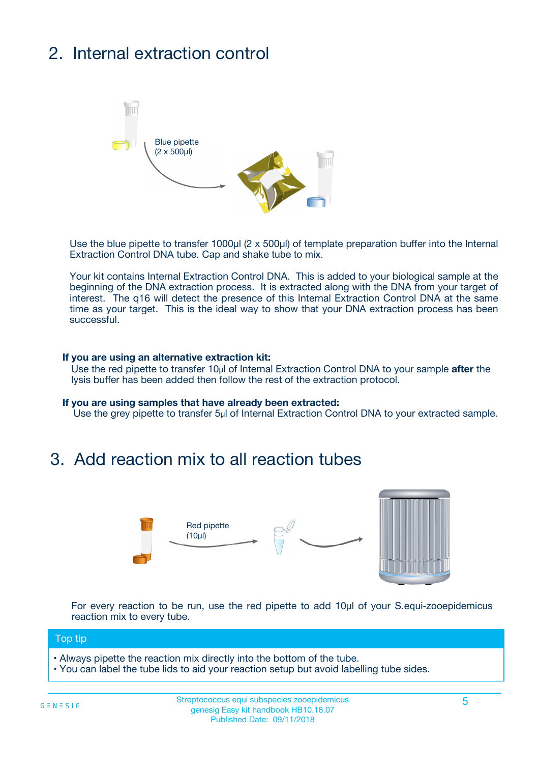## 2. Internal extraction control

Blue pipette
(2 x 500µl)

Use the blue pipette to transfer 1000µl (2 x 500µl) of template preparation buffer into the Internal Extraction Control DNA tube. Cap and shake tube to mix.

Your kit contains Internal Extraction Control DNA. This is added to your biological sample at the beginning of the DNA extraction process. It is extracted along with the DNA from your target of interest. The q16 will detect the presence of this Internal Extraction Control DNA at the same time as your target. This is the ideal way to show that your DNA extraction process has been successful.

**If you are using an alternative extraction kit:**
Use the red pipette to transfer 10µl of Internal Extraction Control DNA to your sample **after** the lysis buffer has been added then follow the rest of the extraction protocol.

**If you are using samples that have already been extracted:**
Use the grey pipette to transfer 5µl of Internal Extraction Control DNA to your extracted sample.

## 3. Add reaction mix to all reaction tubes

Red pipette
(10µl)

For every reaction to be run, use the red pipette to add 10µl of your S.equi-zooepidemicus reaction mix to every tube.

**Top tip**

- Always pipette the reaction mix directly into the bottom of the tube.
- You can label the tube lids to aid your reaction setup but avoid labelling tube sides.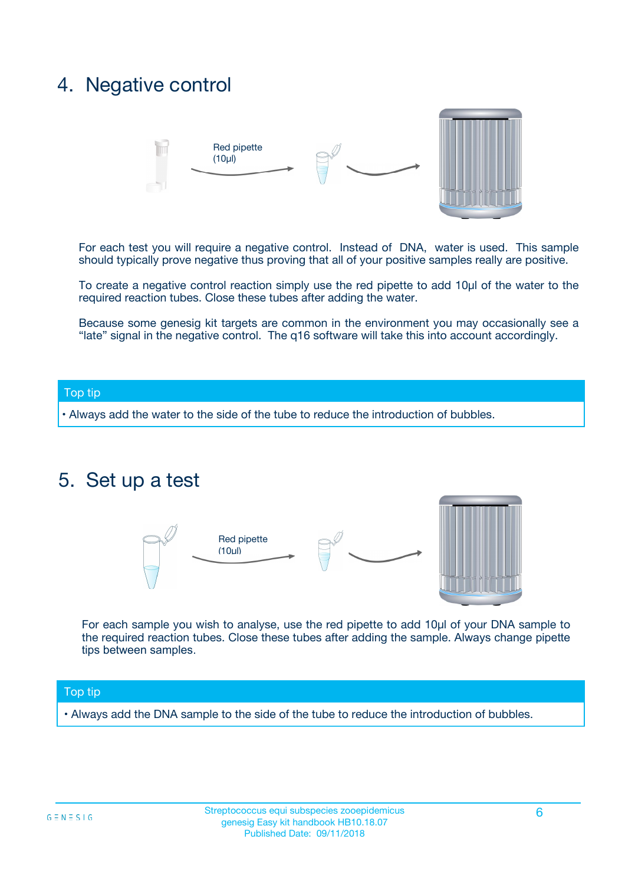## 4. Negative control

Red pipette (10µl)

For each test you will require a negative control. Instead of DNA, water is used. This sample should typically prove negative thus proving that all of your positive samples really are positive.

To create a negative control reaction simply use the red pipette to add 10µl of the water to the required reaction tubes. Close these tubes after adding the water.

Because some genesig kit targets are common in the environment you may occasionally see a "late" signal in the negative control. The q16 software will take this into account accordingly.

**Top tip**

- Always add the water to the side of the tube to reduce the introduction of bubbles.

## 5. Set up a test

Red pipette (10µl)

For each sample you wish to analyse, use the red pipette to add 10µl of your DNA sample to the required reaction tubes. Close these tubes after adding the sample. Always change pipette tips between samples.

**Top tip**

- Always add the DNA sample to the side of the tube to reduce the introduction of bubbles.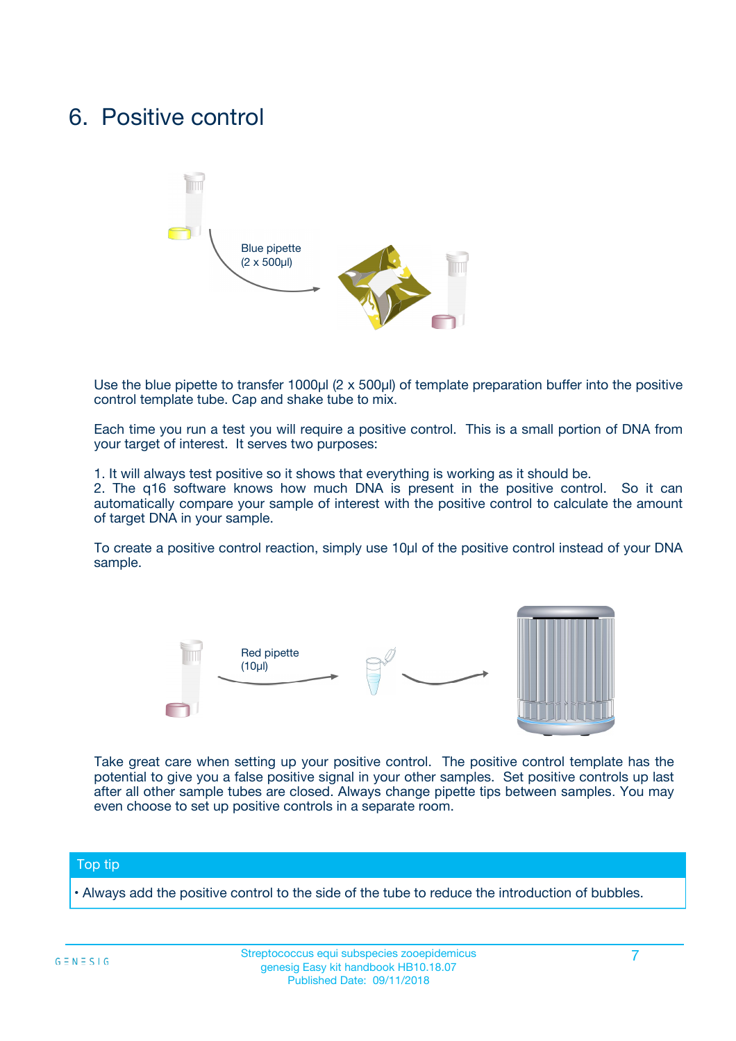# 6. Positive control

Blue pipette
(2 x 500µl)

Use the blue pipette to transfer 1000µl (2 x 500µl) of template preparation buffer into the positive control template tube. Cap and shake tube to mix.

Each time you run a test you will require a positive control. This is a small portion of DNA from your target of interest. It serves two purposes:

1. It will always test positive so it shows that everything is working as it should be.
2. The q16 software knows how much DNA is present in the positive control. So it can automatically compare your sample of interest with the positive control to calculate the amount of target DNA in your sample.

To create a positive control reaction, simply use 10µl of the positive control instead of your DNA sample.

Red pipette
(10µl)

Take great care when setting up your positive control. The positive control template has the potential to give you a false positive signal in your other samples. Set positive controls up last after all other sample tubes are closed. Always change pipette tips between samples. You may even choose to set up positive controls in a separate room.

**Top tip**

- Always add the positive control to the side of the tube to reduce the introduction of bubbles.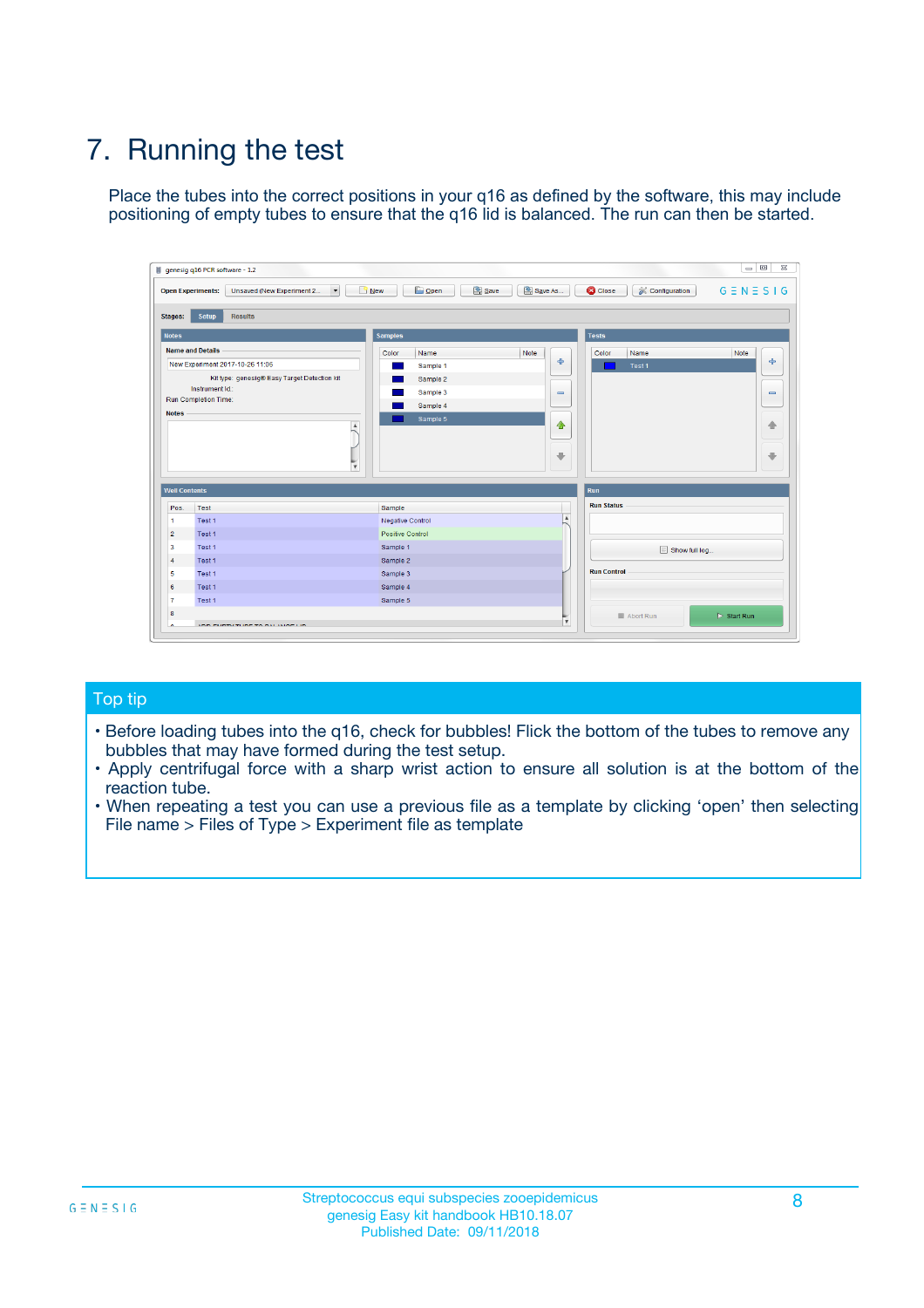# 7. Running the test

Place the tubes into the correct positions in your q16 as defined by the software, this may include positioning of empty tubes to ensure that the q16 lid is balanced. The run can then be started.

## Top tip

- Before loading tubes into the q16, check for bubbles! Flick the bottom of the tubes to remove any bubbles that may have formed during the test setup.
- Apply centrifugal force with a sharp wrist action to ensure all solution is at the bottom of the reaction tube.
- When repeating a test you can use a previous file as a template by clicking ‘open’ then selecting File name > Files of Type > Experiment file as template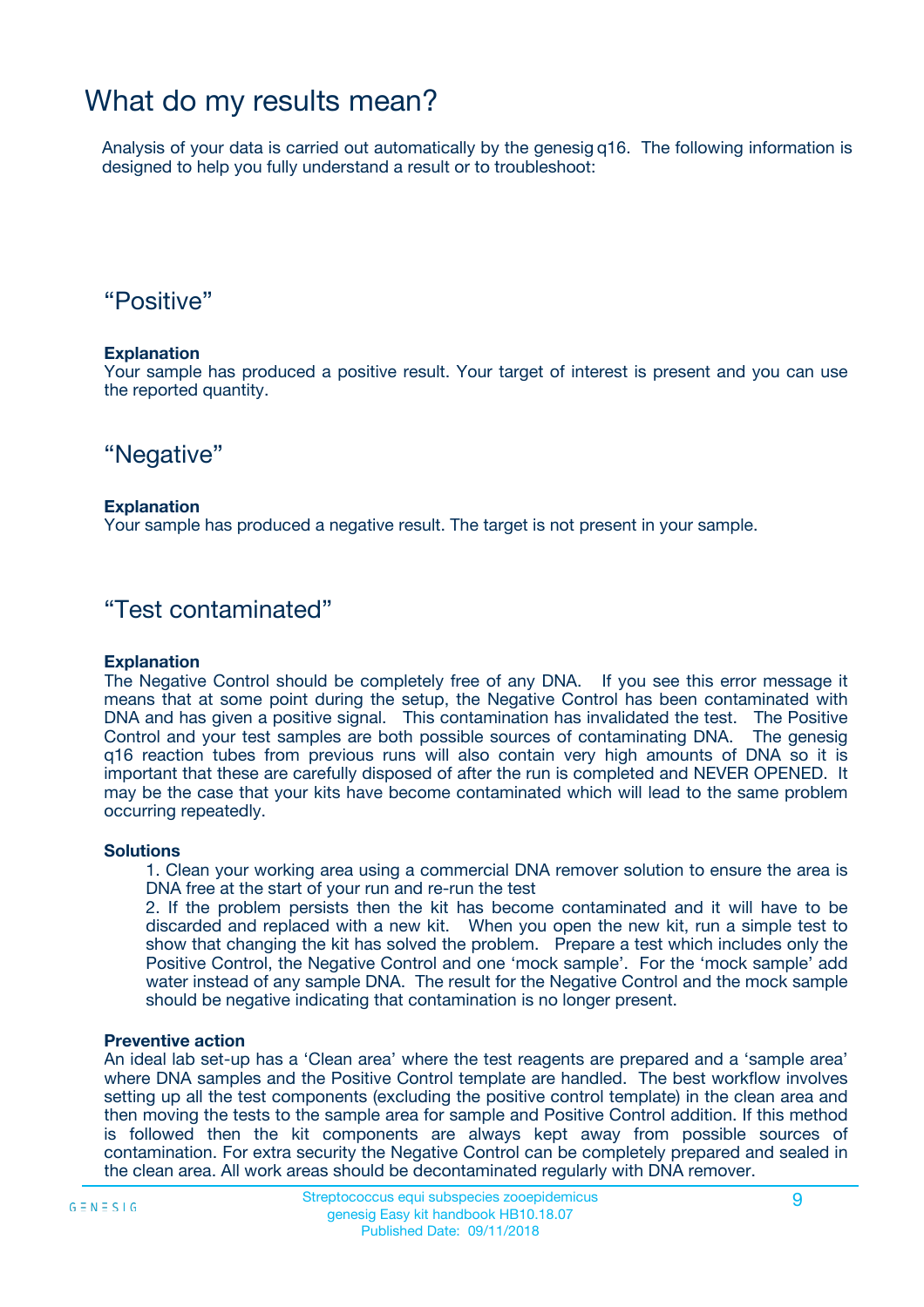# What do my results mean?

Analysis of your data is carried out automatically by the genesig q16. The following information is designed to help you fully understand a result or to troubleshoot:

## "Positive"

**Explanation**
Your sample has produced a positive result. Your target of interest is present and you can use the reported quantity.

## "Negative"

**Explanation**
Your sample has produced a negative result. The target is not present in your sample.

## "Test contaminated"

**Explanation**
The Negative Control should be completely free of any DNA. If you see this error message it means that at some point during the setup, the Negative Control has been contaminated with DNA and has given a positive signal. This contamination has invalidated the test. The Positive Control and your test samples are both possible sources of contaminating DNA. The genesig q16 reaction tubes from previous runs will also contain very high amounts of DNA so it is important that these are carefully disposed of after the run is completed and NEVER OPENED. It may be the case that your kits have become contaminated which will lead to the same problem occurring repeatedly.

**Solutions**

1. Clean your working area using a commercial DNA remover solution to ensure the area is DNA free at the start of your run and re-run the test
2. If the problem persists then the kit has become contaminated and it will have to be discarded and replaced with a new kit. When you open the new kit, run a simple test to show that changing the kit has solved the problem. Prepare a test which includes only the Positive Control, the Negative Control and one 'mock sample'. For the 'mock sample' add water instead of any sample DNA. The result for the Negative Control and the mock sample should be negative indicating that contamination is no longer present.

**Preventive action**
An ideal lab set-up has a 'Clean area' where the test reagents are prepared and a 'sample area' where DNA samples and the Positive Control template are handled. The best workflow involves setting up all the test components (excluding the positive control template) in the clean area and then moving the tests to the sample area for sample and Positive Control addition. If this method is followed then the kit components are always kept away from possible sources of contamination. For extra security the Negative Control can be completely prepared and sealed in the clean area. All work areas should be decontaminated regularly with DNA remover.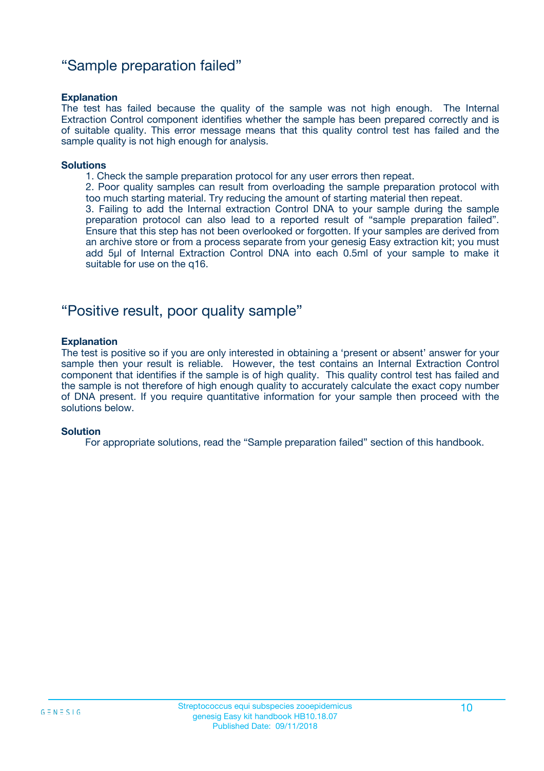## "Sample preparation failed"

**Explanation**

The test has failed because the quality of the sample was not high enough. The Internal Extraction Control component identifies whether the sample has been prepared correctly and is of suitable quality. This error message means that this quality control test has failed and the sample quality is not high enough for analysis.

**Solutions**

1. Check the sample preparation protocol for any user errors then repeat.
2. Poor quality samples can result from overloading the sample preparation protocol with too much starting material. Try reducing the amount of starting material then repeat.
3. Failing to add the Internal extraction Control DNA to your sample during the sample preparation protocol can also lead to a reported result of "sample preparation failed". Ensure that this step has not been overlooked or forgotten. If your samples are derived from an archive store or from a process separate from your genesig Easy extraction kit; you must add 5µl of Internal Extraction Control DNA into each 0.5ml of your sample to make it suitable for use on the q16.

## "Positive result, poor quality sample"

**Explanation**

The test is positive so if you are only interested in obtaining a 'present or absent' answer for your sample then your result is reliable. However, the test contains an Internal Extraction Control component that identifies if the sample is of high quality. This quality control test has failed and the sample is not therefore of high enough quality to accurately calculate the exact copy number of DNA present. If you require quantitative information for your sample then proceed with the solutions below.

**Solution**

For appropriate solutions, read the "Sample preparation failed" section of this handbook.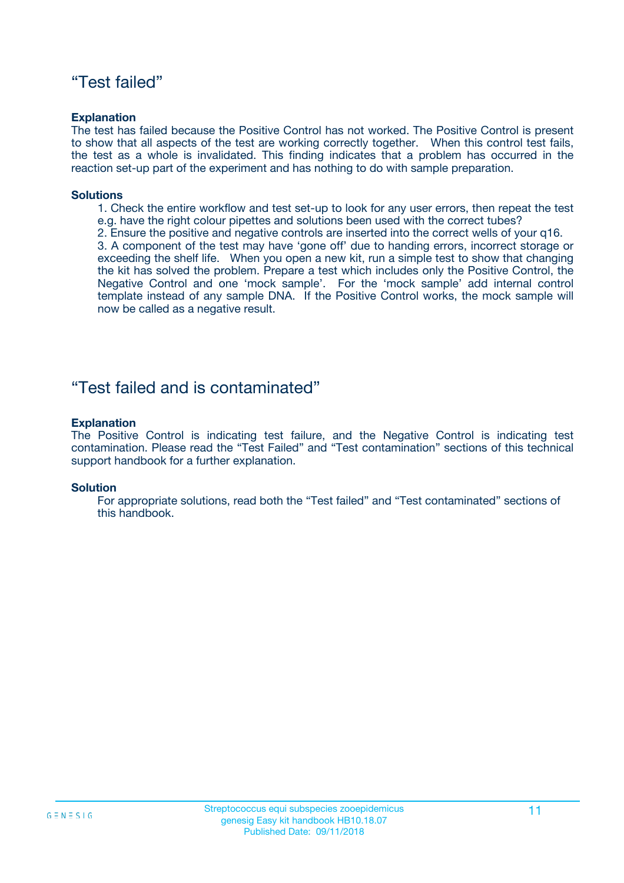## “Test failed”

**Explanation**

The test has failed because the Positive Control has not worked. The Positive Control is present to show that all aspects of the test are working correctly together. When this control test fails, the test as a whole is invalidated. This finding indicates that a problem has occurred in the reaction set-up part of the experiment and has nothing to do with sample preparation.

**Solutions**

1. Check the entire workflow and test set-up to look for any user errors, then repeat the test e.g. have the right colour pipettes and solutions been used with the correct tubes?
2. Ensure the positive and negative controls are inserted into the correct wells of your q16.
3. A component of the test may have ‘gone off’ due to handing errors, incorrect storage or exceeding the shelf life. When you open a new kit, run a simple test to show that changing the kit has solved the problem. Prepare a test which includes only the Positive Control, the Negative Control and one ‘mock sample’. For the ‘mock sample’ add internal control template instead of any sample DNA. If the Positive Control works, the mock sample will now be called as a negative result.

## “Test failed and is contaminated”

**Explanation**

The Positive Control is indicating test failure, and the Negative Control is indicating test contamination. Please read the “Test Failed” and “Test contamination” sections of this technical support handbook for a further explanation.

**Solution**

For appropriate solutions, read both the “Test failed” and “Test contaminated” sections of this handbook.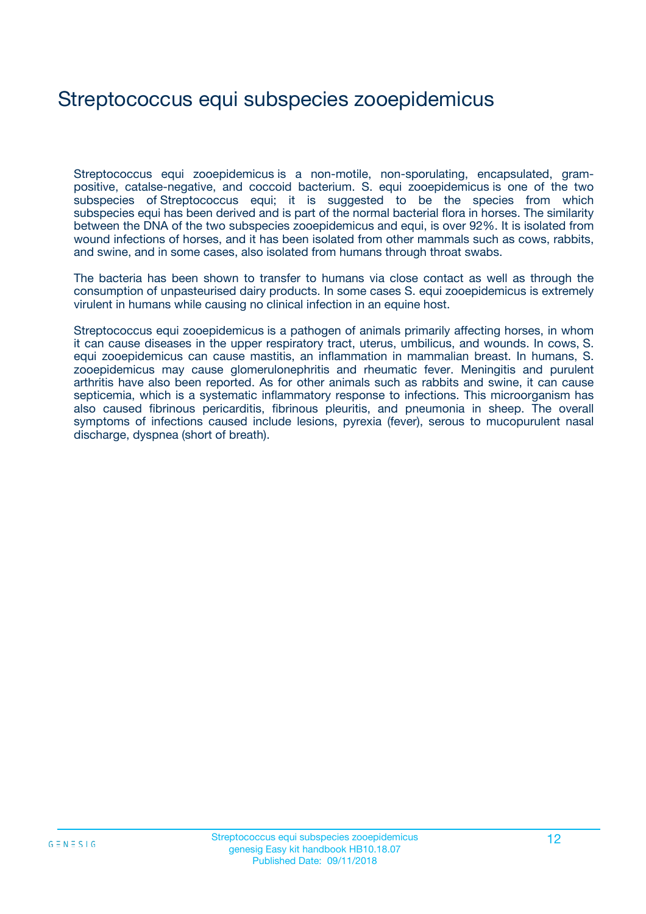# Streptococcus equi subspecies zooepidemicus

Streptococcus equi zooepidemicus is a non-motile, non-sporulating, encapsulated, gram-positive, catalse-negative, and coccoid bacterium. S. equi zooepidemicus is one of the two subspecies of Streptococcus equi; it is suggested to be the species from which subspecies equi has been derived and is part of the normal bacterial flora in horses. The similarity between the DNA of the two subspecies zooepidemicus and equi, is over 92%. It is isolated from wound infections of horses, and it has been isolated from other mammals such as cows, rabbits, and swine, and in some cases, also isolated from humans through throat swabs.

The bacteria has been shown to transfer to humans via close contact as well as through the consumption of unpasteurised dairy products. In some cases S. equi zooepidemicus is extremely virulent in humans while causing no clinical infection in an equine host.

Streptococcus equi zooepidemicus is a pathogen of animals primarily affecting horses, in whom it can cause diseases in the upper respiratory tract, uterus, umbilicus, and wounds. In cows, S. equi zooepidemicus can cause mastitis, an inflammation in mammalian breast. In humans, S. zooepidemicus may cause glomerulonephritis and rheumatic fever. Meningitis and purulent arthritis have also been reported. As for other animals such as rabbits and swine, it can cause septicemia, which is a systematic inflammatory response to infections. This microorganism has also caused fibrinous pericarditis, fibrinous pleuritis, and pneumonia in sheep. The overall symptoms of infections caused include lesions, pyrexia (fever), serous to mucopurulent nasal discharge, dyspnea (short of breath).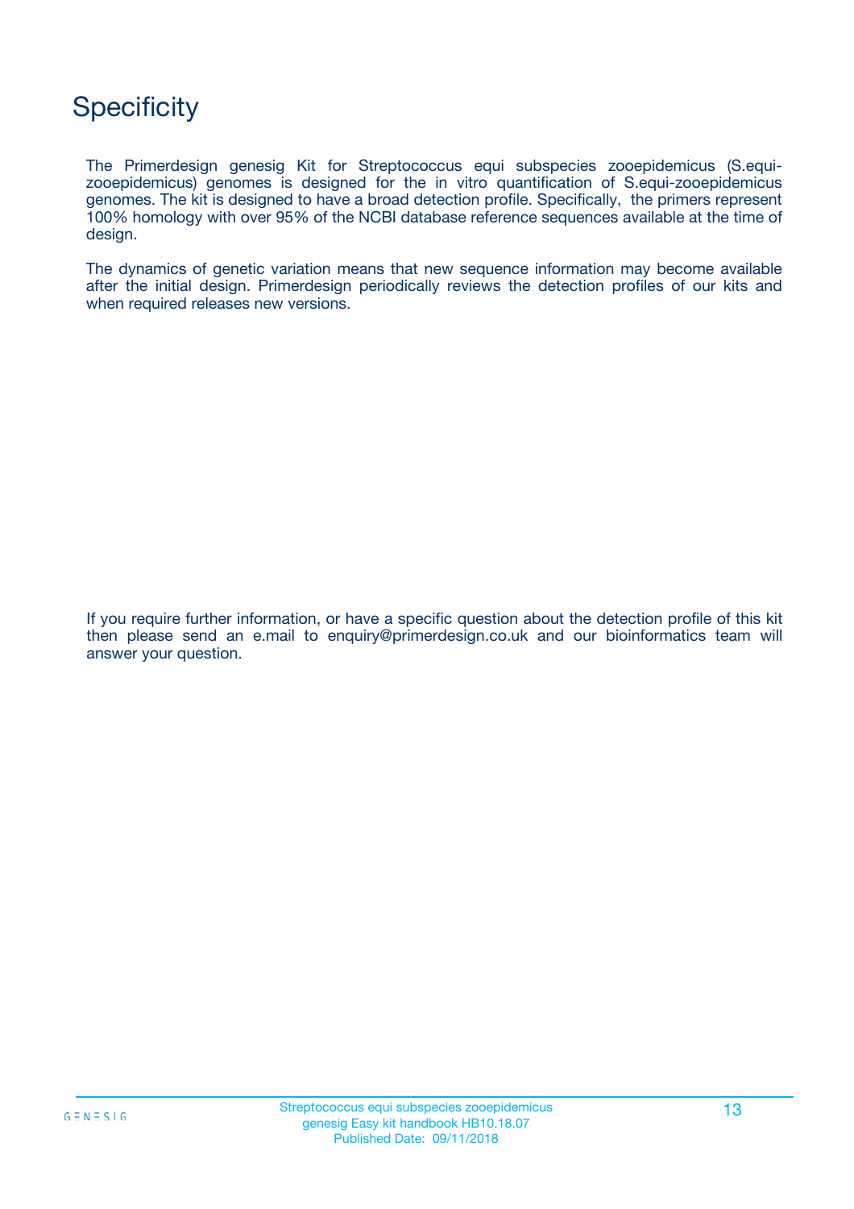# Specificity

The Primerdesign genesig Kit for Streptococcus equi subspecies zooepidemicus (S.equi-zooepidemicus) genomes is designed for the in vitro quantification of S.equi-zooepidemicus genomes. The kit is designed to have a broad detection profile. Specifically, the primers represent 100% homology with over 95% of the NCBI database reference sequences available at the time of design.

The dynamics of genetic variation means that new sequence information may become available after the initial design. Primerdesign periodically reviews the detection profiles of our kits and when required releases new versions.

If you require further information, or have a specific question about the detection profile of this kit then please send an e.mail to enquiry@primerdesign.co.uk and our bioinformatics team will answer your question.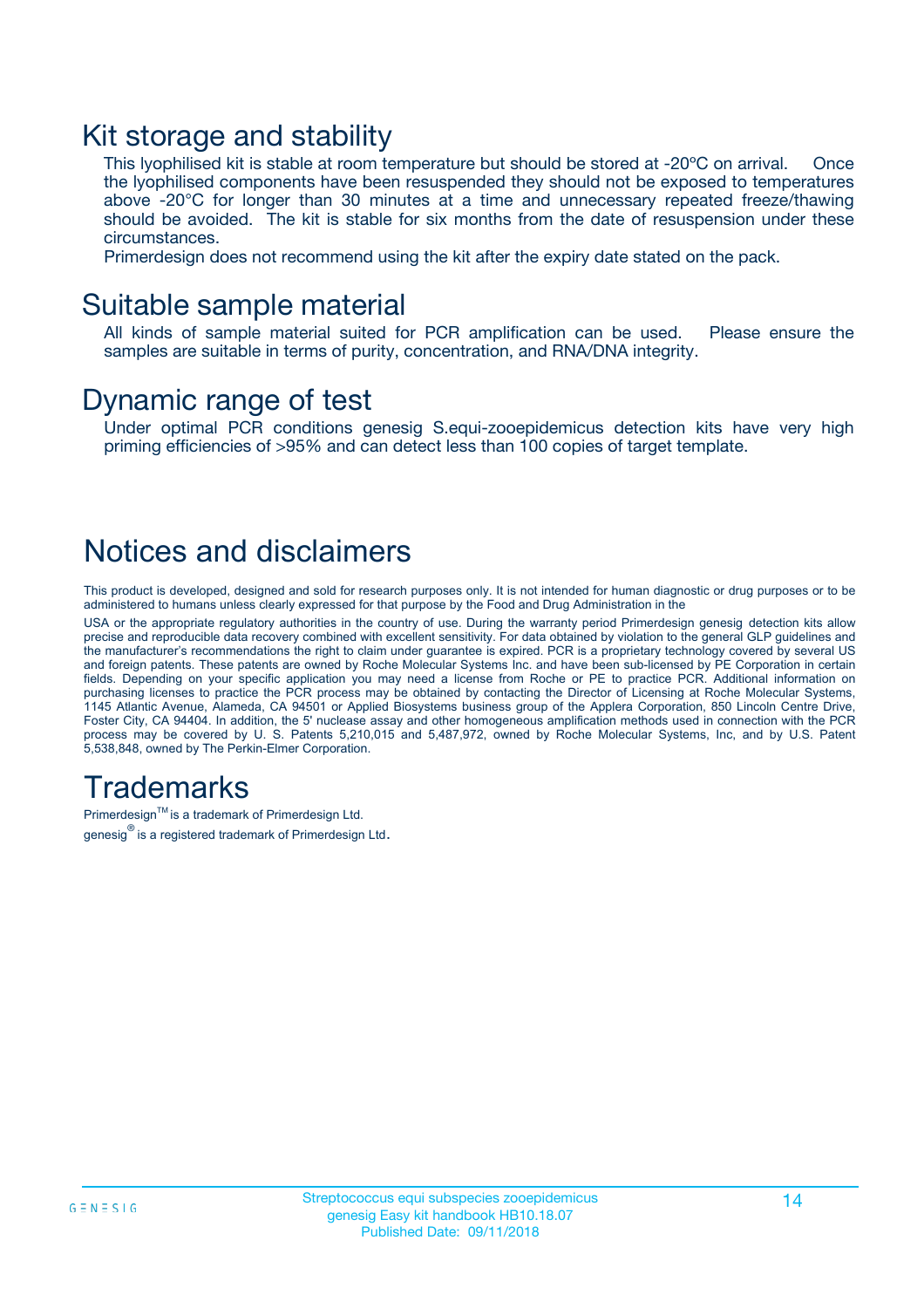# Kit storage and stability

This lyophilised kit is stable at room temperature but should be stored at -20ºC on arrival. Once the lyophilised components have been resuspended they should not be exposed to temperatures above -20°C for longer than 30 minutes at a time and unnecessary repeated freeze/thawing should be avoided. The kit is stable for six months from the date of resuspension under these circumstances.

Primerdesign does not recommend using the kit after the expiry date stated on the pack.

# Suitable sample material

All kinds of sample material suited for PCR amplification can be used. Please ensure the samples are suitable in terms of purity, concentration, and RNA/DNA integrity.

# Dynamic range of test

Under optimal PCR conditions genesig S.equi-zooepidemicus detection kits have very high priming efficiencies of >95% and can detect less than 100 copies of target template.

# Notices and disclaimers

This product is developed, designed and sold for research purposes only. It is not intended for human diagnostic or drug purposes or to be administered to humans unless clearly expressed for that purpose by the Food and Drug Administration in the

USA or the appropriate regulatory authorities in the country of use. During the warranty period Primerdesign genesig detection kits allow precise and reproducible data recovery combined with excellent sensitivity. For data obtained by violation to the general GLP guidelines and the manufacturer's recommendations the right to claim under guarantee is expired. PCR is a proprietary technology covered by several US and foreign patents. These patents are owned by Roche Molecular Systems Inc. and have been sub-licensed by PE Corporation in certain fields. Depending on your specific application you may need a license from Roche or PE to practice PCR. Additional information on purchasing licenses to practice the PCR process may be obtained by contacting the Director of Licensing at Roche Molecular Systems, 1145 Atlantic Avenue, Alameda, CA 94501 or Applied Biosystems business group of the Applera Corporation, 850 Lincoln Centre Drive, Foster City, CA 94404. In addition, the 5' nuclease assay and other homogeneous amplification methods used in connection with the PCR process may be covered by U. S. Patents 5,210,015 and 5,487,972, owned by Roche Molecular Systems, Inc, and by U.S. Patent 5,538,848, owned by The Perkin-Elmer Corporation.

# Trademarks

Primerdesign™ is a trademark of Primerdesign Ltd.

genesig® is a registered trademark of Primerdesign Ltd.